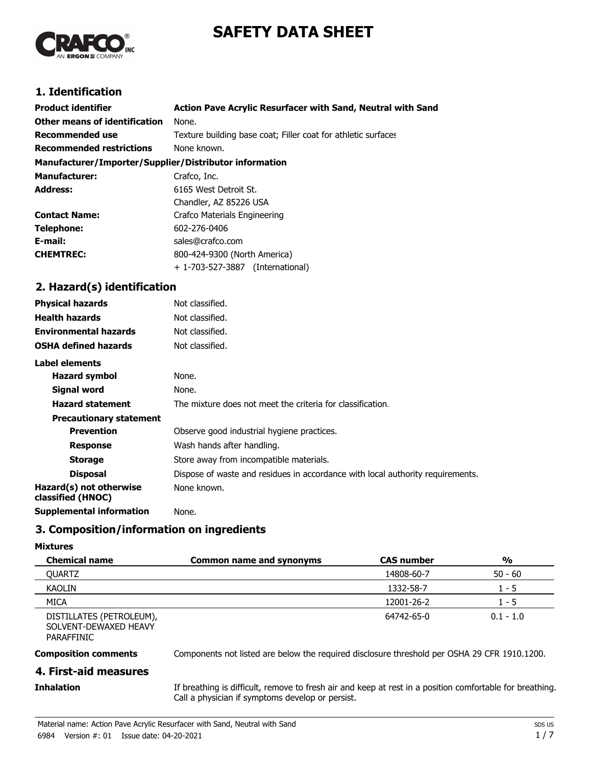# SAFETY DATA SHEET

## 1. Identification

| | |
|---|---|
| **Product identifier** | **Action Pave Acrylic Resurfacer with Sand, Neutral with Sand** |
| **Other means of identification** | None. |
| **Recommended use** | Texture building base coat; Filler coat for athletic surfaces |
| **Recommended restrictions** | None known. |

**Manufacturer/Importer/Supplier/Distributor information**

| | |
|---|---|
| **Manufacturer:** | Crafco, Inc. |
| **Address:** | 6165 West Detroit St.<br>Chandler, AZ 85226 USA |
| **Contact Name:** | Crafco Materials Engineering |
| **Telephone:** | 602-276-0406 |
| **E-mail:** | sales@crafco.com |
| **CHEMTREC:** | 800-424-9300 (North America)<br>+ 1-703-527-3887 (International) |

## 2. Hazard(s) identification

| | |
|---|---|
| **Physical hazards** | Not classified. |
| **Health hazards** | Not classified. |
| **Environmental hazards** | Not classified. |
| **OSHA defined hazards** | Not classified. |

**Label elements**

| | |
|---|---|
| **Hazard symbol** | None. |
| **Signal word** | None. |
| **Hazard statement** | The mixture does not meet the criteria for classification. |

**Precautionary statement**

| | |
|---|---|
| **Prevention** | Observe good industrial hygiene practices. |
| **Response** | Wash hands after handling. |
| **Storage** | Store away from incompatible materials. |
| **Disposal** | Dispose of waste and residues in accordance with local authority requirements. |
| **Hazard(s) not otherwise classified (HNOC)** | None known. |
| **Supplemental information** | None. |

## 3. Composition/information on ingredients

**Mixtures**

| Chemical name | Common name and synonyms | CAS number | % |
|---|---|---|---|
| QUARTZ | | 14808-60-7 | 50 - 60 |
| KAOLIN | | 1332-58-7 | 1 - 5 |
| MICA | | 12001-26-2 | 1 - 5 |
| DISTILLATES (PETROLEUM), SOLVENT-DEWAXED HEAVY PARAFFINIC | | 64742-65-0 | 0.1 - 1.0 |

**Composition comments** Components not listed are below the required disclosure threshold per OSHA 29 CFR 1910.1200.

## 4. First-aid measures

**Inhalation** If breathing is difficult, remove to fresh air and keep at rest in a position comfortable for breathing. Call a physician if symptoms develop or persist.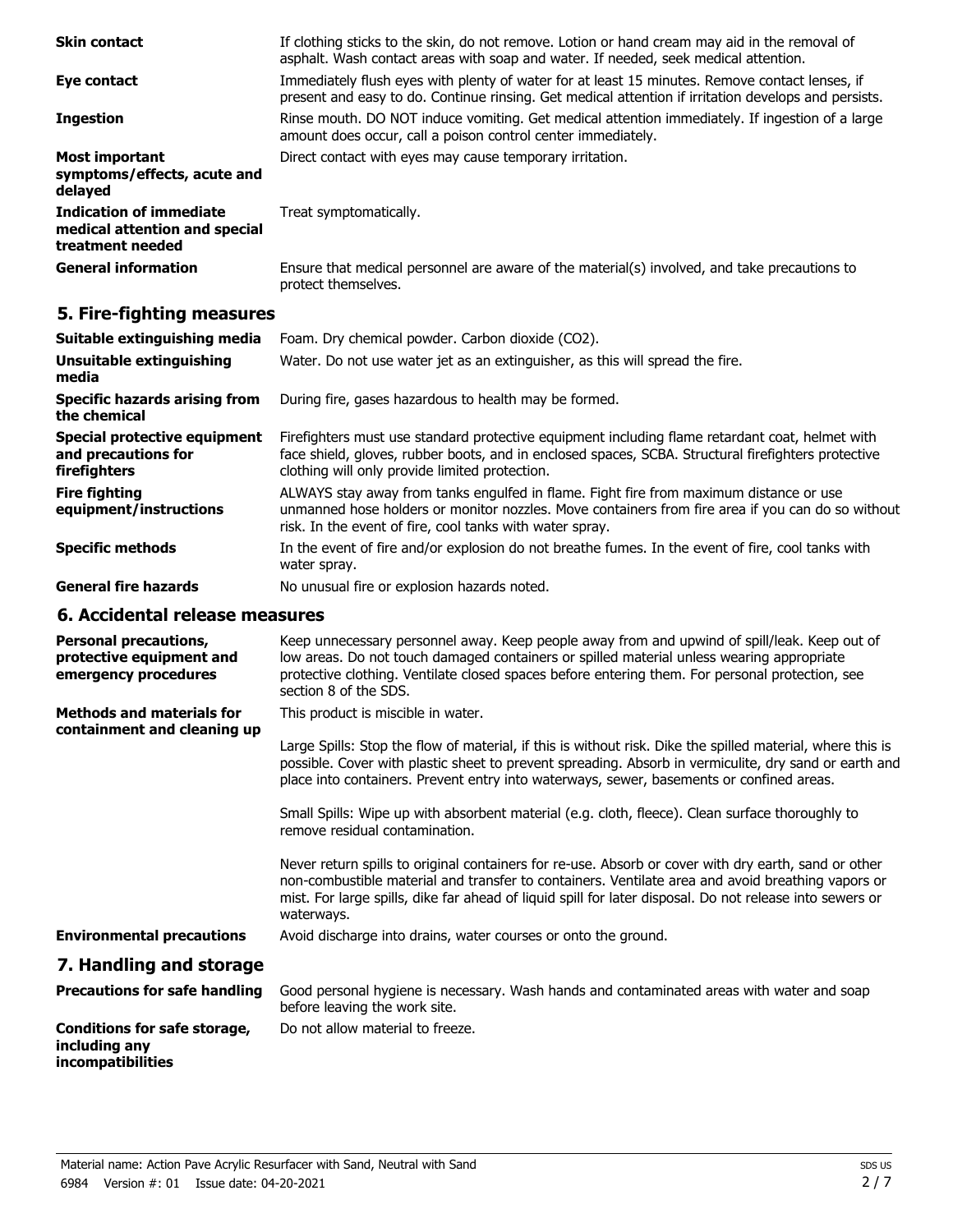**Skin contact** If clothing sticks to the skin, do not remove. Lotion or hand cream may aid in the removal of asphalt. Wash contact areas with soap and water. If needed, seek medical attention.

**Eye contact** Immediately flush eyes with plenty of water for at least 15 minutes. Remove contact lenses, if present and easy to do. Continue rinsing. Get medical attention if irritation develops and persists.

**Ingestion** Rinse mouth. DO NOT induce vomiting. Get medical attention immediately. If ingestion of a large amount does occur, call a poison control center immediately.

**Most important symptoms/effects, acute and delayed** Direct contact with eyes may cause temporary irritation.

**Indication of immediate medical attention and special treatment needed** Treat symptomatically.

**General information** Ensure that medical personnel are aware of the material(s) involved, and take precautions to protect themselves.

## 5. Fire-fighting measures

**Suitable extinguishing media** Foam. Dry chemical powder. Carbon dioxide ($CO_2$).

**Unsuitable extinguishing media** Water. Do not use water jet as an extinguisher, as this will spread the fire.

**Specific hazards arising from the chemical** During fire, gases hazardous to health may be formed.

**Special protective equipment and precautions for firefighters** Firefighters must use standard protective equipment including flame retardant coat, helmet with face shield, gloves, rubber boots, and in enclosed spaces, SCBA. Structural firefighters protective clothing will only provide limited protection.

**Fire fighting equipment/instructions** ALWAYS stay away from tanks engulfed in flame. Fight fire from maximum distance or use unmanned hose holders or monitor nozzles. Move containers from fire area if you can do so without risk. In the event of fire, cool tanks with water spray.

**Specific methods** In the event of fire and/or explosion do not breathe fumes. In the event of fire, cool tanks with water spray.

**General fire hazards** No unusual fire or explosion hazards noted.

## 6. Accidental release measures

**Personal precautions, protective equipment and emergency procedures** Keep unnecessary personnel away. Keep people away from and upwind of spill/leak. Keep out of low areas. Do not touch damaged containers or spilled material unless wearing appropriate protective clothing. Ventilate closed spaces before entering them. For personal protection, see section 8 of the SDS.

**Methods and materials for containment and cleaning up** This product is miscible in water.

Large Spills: Stop the flow of material, if this is without risk. Dike the spilled material, where this is possible. Cover with plastic sheet to prevent spreading. Absorb in vermiculite, dry sand or earth and place into containers. Prevent entry into waterways, sewer, basements or confined areas.

Small Spills: Wipe up with absorbent material (e.g. cloth, fleece). Clean surface thoroughly to remove residual contamination.

Never return spills to original containers for re-use. Absorb or cover with dry earth, sand or other non-combustible material and transfer to containers. Ventilate area and avoid breathing vapors or mist. For large spills, dike far ahead of liquid spill for later disposal. Do not release into sewers or waterways.

**Environmental precautions** Avoid discharge into drains, water courses or onto the ground.

## 7. Handling and storage

**Precautions for safe handling** Good personal hygiene is necessary. Wash hands and contaminated areas with water and soap before leaving the work site.

**Conditions for safe storage, including any incompatibilities** Do not allow material to freeze.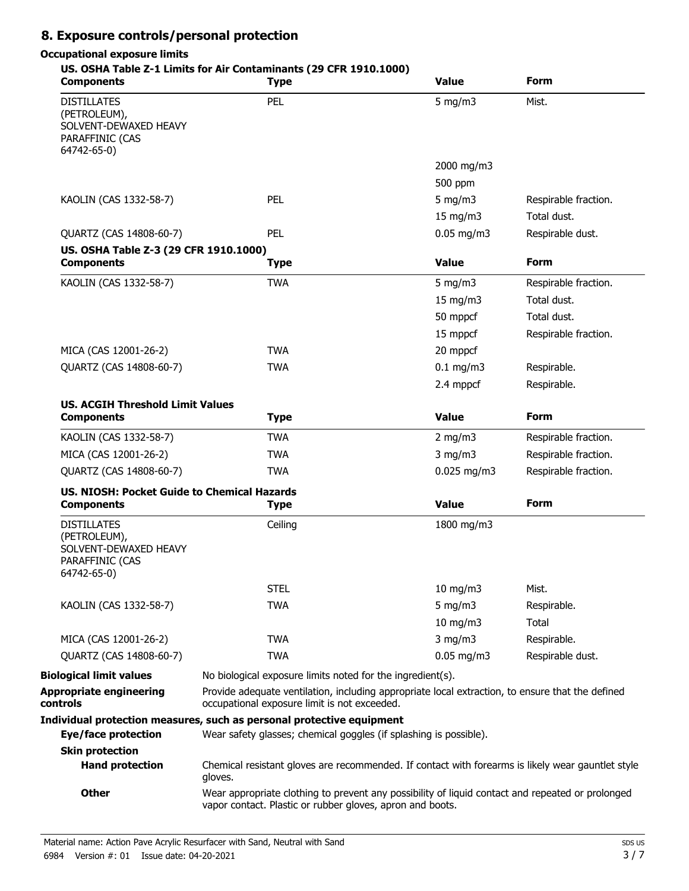## 8. Exposure controls/personal protection

### Occupational exposure limits

**US. OSHA Table Z-1 Limits for Air Contaminants (29 CFR 1910.1000)**

| Components | Type | Value | Form |
|---|---|---|---|
| DISTILLATES (PETROLEUM), SOLVENT-DEWAXED HEAVY PARAFFINIC (CAS 64742-65-0) | PEL | 5 mg/m3 | Mist. |
| | | 2000 mg/m3 | |
| | | 500 ppm | |
| KAOLIN (CAS 1332-58-7) | PEL | 5 mg/m3 | Respirable fraction. |
| | | 15 mg/m3 | Total dust. |
| QUARTZ (CAS 14808-60-7) | PEL | 0.05 mg/m3 | Respirable dust. |

**US. OSHA Table Z-3 (29 CFR 1910.1000)**

| Components | Type | Value | Form |
|---|---|---|---|
| KAOLIN (CAS 1332-58-7) | TWA | 5 mg/m3 | Respirable fraction. |
| | | 15 mg/m3 | Total dust. |
| | | 50 mppcf | Total dust. |
| | | 15 mppcf | Respirable fraction. |
| MICA (CAS 12001-26-2) | TWA | 20 mppcf | |
| QUARTZ (CAS 14808-60-7) | TWA | 0.1 mg/m3 | Respirable. |
| | | 2.4 mppcf | Respirable. |

**US. ACGIH Threshold Limit Values**

| Components | Type | Value | Form |
|---|---|---|---|
| KAOLIN (CAS 1332-58-7) | TWA | 2 mg/m3 | Respirable fraction. |
| MICA (CAS 12001-26-2) | TWA | 3 mg/m3 | Respirable fraction. |
| QUARTZ (CAS 14808-60-7) | TWA | 0.025 mg/m3 | Respirable fraction. |

**US. NIOSH: Pocket Guide to Chemical Hazards**

| Components | Type | Value | Form |
|---|---|---|---|
| DISTILLATES (PETROLEUM), SOLVENT-DEWAXED HEAVY PARAFFINIC (CAS 64742-65-0) | Ceiling | 1800 mg/m3 | |
| | STEL | 10 mg/m3 | Mist. |
| KAOLIN (CAS 1332-58-7) | TWA | 5 mg/m3 | Respirable. |
| | | 10 mg/m3 | Total |
| MICA (CAS 12001-26-2) | TWA | 3 mg/m3 | Respirable. |
| QUARTZ (CAS 14808-60-7) | TWA | 0.05 mg/m3 | Respirable dust. |

**Biological limit values** No biological exposure limits noted for the ingredient(s).

**Appropriate engineering controls** Provide adequate ventilation, including appropriate local extraction, to ensure that the defined occupational exposure limit is not exceeded.

**Individual protection measures, such as personal protective equipment**

**Eye/face protection** Wear safety glasses; chemical goggles (if splashing is possible).

**Skin protection**

**Hand protection** Chemical resistant gloves are recommended. If contact with forearms is likely wear gauntlet style gloves.

**Other** Wear appropriate clothing to prevent any possibility of liquid contact and repeated or prolonged vapor contact. Plastic or rubber gloves, apron and boots.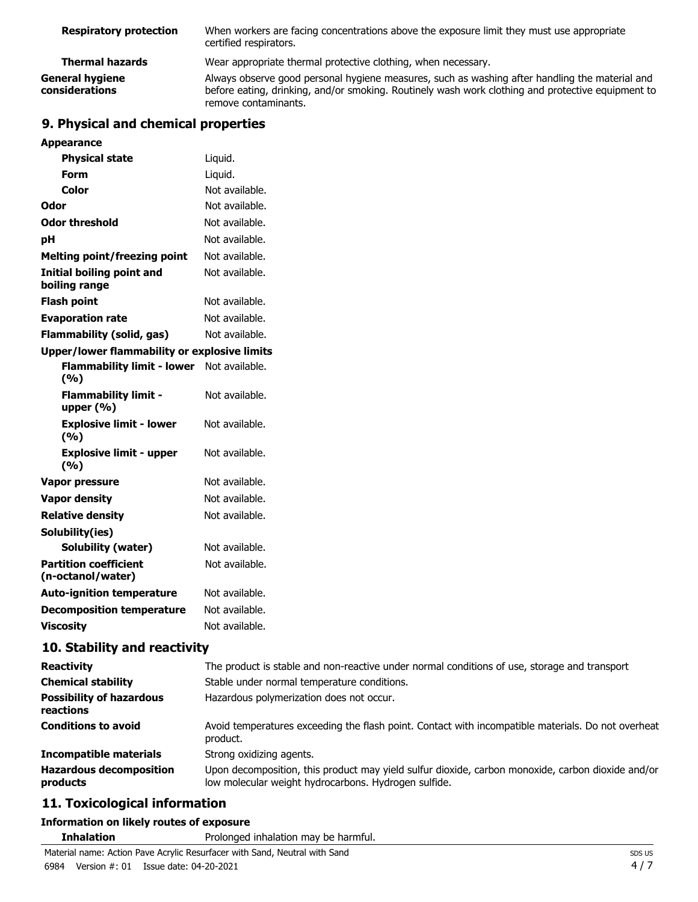| | |
|---|---|
| **Respiratory protection** | When workers are facing concentrations above the exposure limit they must use appropriate certified respirators. |
| **Thermal hazards** | Wear appropriate thermal protective clothing, when necessary. |
| **General hygiene considerations** | Always observe good personal hygiene measures, such as washing after handling the material and before eating, drinking, and/or smoking. Routinely wash work clothing and protective equipment to remove contaminants. |

## 9. Physical and chemical properties

| | |
|---|---|
| **Appearance** | |
| **Physical state** | Liquid. |
| **Form** | Liquid. |
| **Color** | Not available. |
| **Odor** | Not available. |
| **Odor threshold** | Not available. |
| **pH** | Not available. |
| **Melting point/freezing point** | Not available. |
| **Initial boiling point and boiling range** | Not available. |
| **Flash point** | Not available. |
| **Evaporation rate** | Not available. |
| **Flammability (solid, gas)** | Not available. |
| **Upper/lower flammability or explosive limits** | |
| **Flammability limit - lower (%)** | Not available. |
| **Flammability limit - upper (%)** | Not available. |
| **Explosive limit - lower (%)** | Not available. |
| **Explosive limit - upper (%)** | Not available. |
| **Vapor pressure** | Not available. |
| **Vapor density** | Not available. |
| **Relative density** | Not available. |
| **Solubility(ies)** | |
| **Solubility (water)** | Not available. |
| **Partition coefficient (n-octanol/water)** | Not available. |
| **Auto-ignition temperature** | Not available. |
| **Decomposition temperature** | Not available. |
| **Viscosity** | Not available. |

## 10. Stability and reactivity

| | |
|---|---|
| **Reactivity** | The product is stable and non-reactive under normal conditions of use, storage and transport |
| **Chemical stability** | Stable under normal temperature conditions. |
| **Possibility of hazardous reactions** | Hazardous polymerization does not occur. |
| **Conditions to avoid** | Avoid temperatures exceeding the flash point. Contact with incompatible materials. Do not overheat product. |
| **Incompatible materials** | Strong oxidizing agents. |
| **Hazardous decomposition products** | Upon decomposition, this product may yield sulfur dioxide, carbon monoxide, carbon dioxide and/or low molecular weight hydrocarbons. Hydrogen sulfide. |

## 11. Toxicological information

**Information on likely routes of exposure**

| | |
|---|---|
| **Inhalation** | Prolonged inhalation may be harmful. |

Material name: Action Pave Acrylic Resurfacer with Sand, Neutral with Sand
6984 Version #: 01 Issue date: 04-20-2021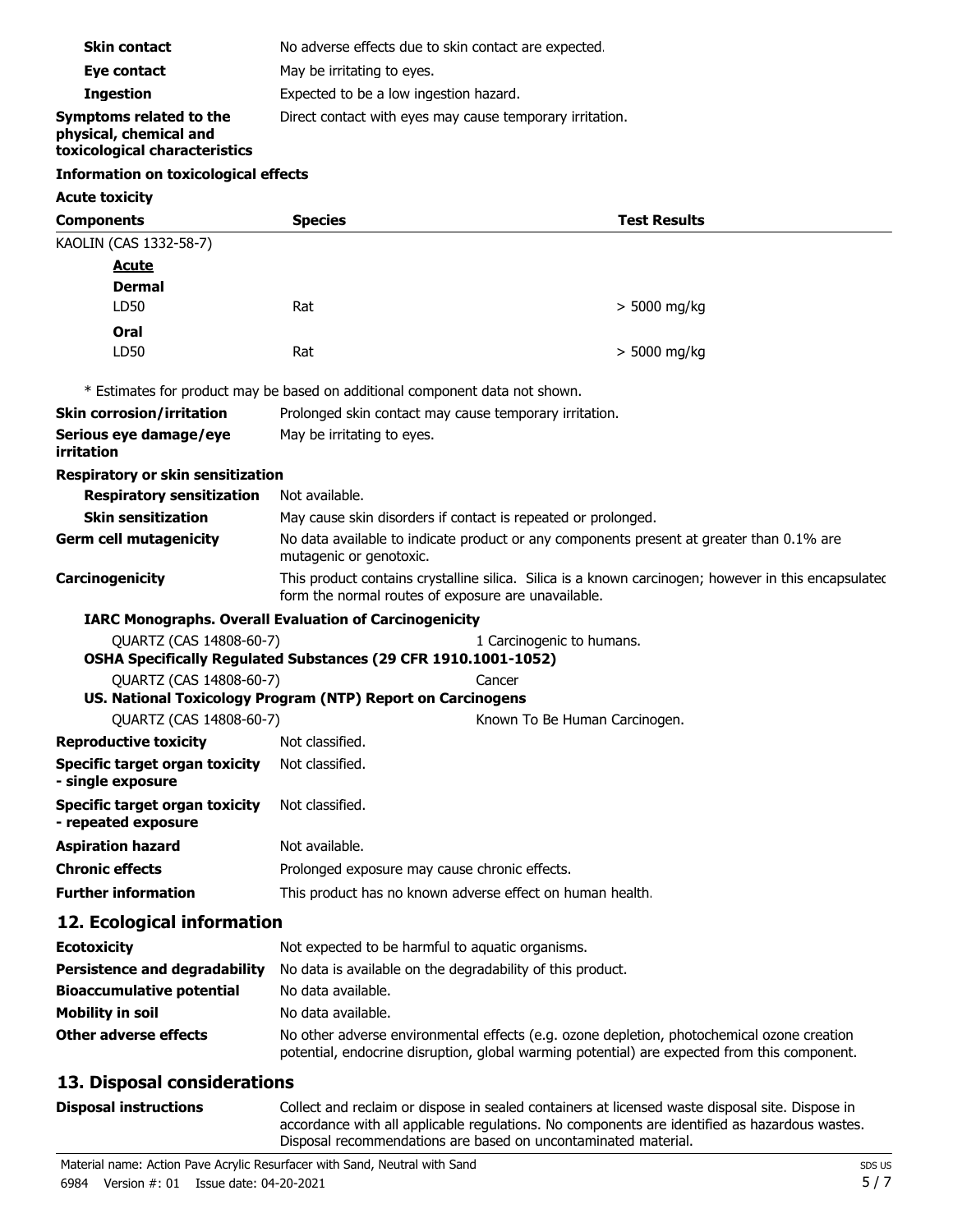| | |
|---|---|
| **Skin contact** | No adverse effects due to skin contact are expected. |
| **Eye contact** | May be irritating to eyes. |
| **Ingestion** | Expected to be a low ingestion hazard. |
| **Symptoms related to the physical, chemical and toxicological characteristics** | Direct contact with eyes may cause temporary irritation. |

**Information on toxicological effects**

**Acute toxicity**

| Components | Species | Test Results |
|---|---|---|
| KAOLIN (CAS 1332-58-7) | | |
| **Acute** | | |
| **Dermal** | | |
| LD50 | Rat | > 5000 mg/kg |
| **Oral** | | |
| LD50 | Rat | > 5000 mg/kg |

\* Estimates for product may be based on additional component data not shown.

| | |
|---|---|
| **Skin corrosion/irritation** | Prolonged skin contact may cause temporary irritation. |
| **Serious eye damage/eye irritation** | May be irritating to eyes. |

**Respiratory or skin sensitization**

| | |
|---|---|
| **Respiratory sensitization** | Not available. |
| **Skin sensitization** | May cause skin disorders if contact is repeated or prolonged. |
| **Germ cell mutagenicity** | No data available to indicate product or any components present at greater than 0.1% are mutagenic or genotoxic. |
| **Carcinogenicity** | This product contains crystalline silica. Silica is a known carcinogen; however in this encapsulated form the normal routes of exposure are unavailable. |

**IARC Monographs. Overall Evaluation of Carcinogenicity**

| | |
|---|---|
| QUARTZ (CAS 14808-60-7) | 1 Carcinogenic to humans. |

**OSHA Specifically Regulated Substances (29 CFR 1910.1001-1052)**

| | |
|---|---|
| QUARTZ (CAS 14808-60-7) | Cancer |

**US. National Toxicology Program (NTP) Report on Carcinogens**

| | |
|---|---|
| QUARTZ (CAS 14808-60-7) | Known To Be Human Carcinogen. |

| | |
|---|---|
| **Reproductive toxicity** | Not classified. |
| **Specific target organ toxicity - single exposure** | Not classified. |
| **Specific target organ toxicity - repeated exposure** | Not classified. |
| **Aspiration hazard** | Not available. |
| **Chronic effects** | Prolonged exposure may cause chronic effects. |
| **Further information** | This product has no known adverse effect on human health. |

## 12. Ecological information

| | |
|---|---|
| **Ecotoxicity** | Not expected to be harmful to aquatic organisms. |
| **Persistence and degradability** | No data is available on the degradability of this product. |
| **Bioaccumulative potential** | No data available. |
| **Mobility in soil** | No data available. |
| **Other adverse effects** | No other adverse environmental effects (e.g. ozone depletion, photochemical ozone creation potential, endocrine disruption, global warming potential) are expected from this component. |

## 13. Disposal considerations

| | |
|---|---|
| **Disposal instructions** | Collect and reclaim or dispose in sealed containers at licensed waste disposal site. Dispose in accordance with all applicable regulations. No components are identified as hazardous wastes. Disposal recommendations are based on uncontaminated material. |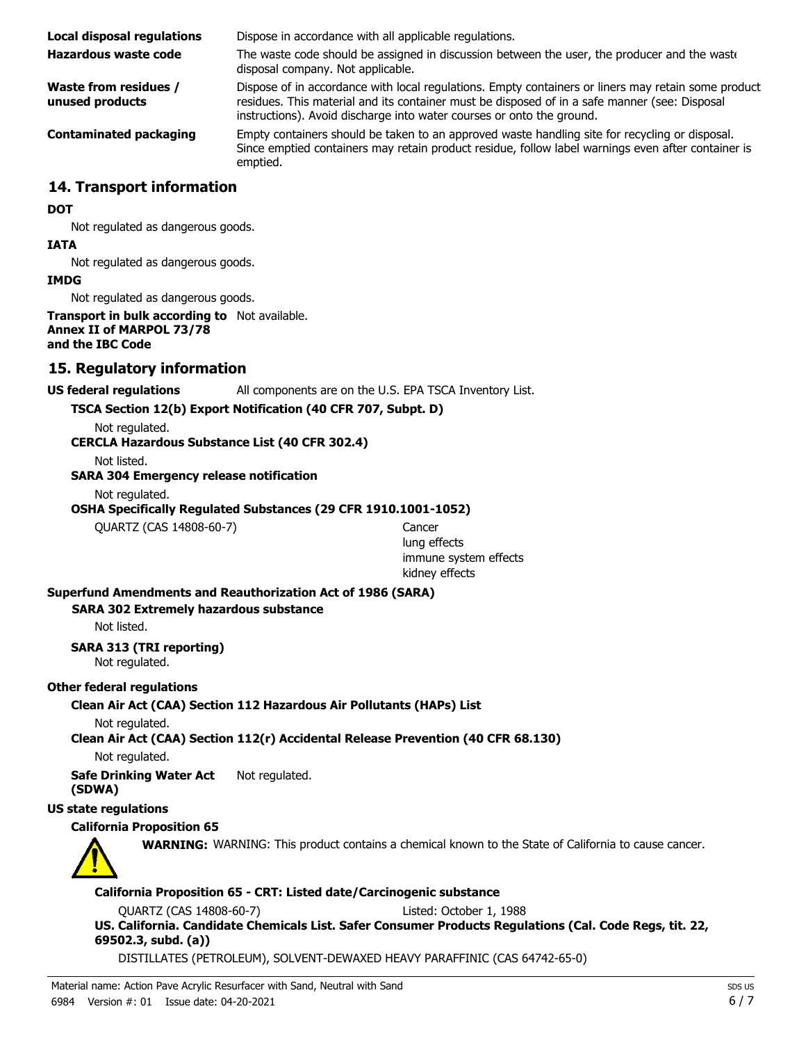**Local disposal regulations** Dispose in accordance with all applicable regulations.

**Hazardous waste code** The waste code should be assigned in discussion between the user, the producer and the waste disposal company. Not applicable.

**Waste from residues / unused products** Dispose of in accordance with local regulations. Empty containers or liners may retain some product residues. This material and its container must be disposed of in a safe manner (see: Disposal instructions). Avoid discharge into water courses or onto the ground.

**Contaminated packaging** Empty containers should be taken to an approved waste handling site for recycling or disposal. Since emptied containers may retain product residue, follow label warnings even after container is emptied.

## 14. Transport information

**DOT**

Not regulated as dangerous goods.

**IATA**

Not regulated as dangerous goods.

**IMDG**

Not regulated as dangerous goods.

**Transport in bulk according to Annex II of MARPOL 73/78 and the IBC Code** Not available.

## 15. Regulatory information

**US federal regulations** All components are on the U.S. EPA TSCA Inventory List.

**TSCA Section 12(b) Export Notification (40 CFR 707, Subpt. D)**

Not regulated.

**CERCLA Hazardous Substance List (40 CFR 302.4)**

Not listed.

**SARA 304 Emergency release notification**

Not regulated.

**OSHA Specifically Regulated Substances (29 CFR 1910.1001-1052)**

QUARTZ (CAS 14808-60-7) Cancer
lung effects
immune system effects
kidney effects

**Superfund Amendments and Reauthorization Act of 1986 (SARA)**

**SARA 302 Extremely hazardous substance**

Not listed.

**SARA 313 (TRI reporting)**

Not regulated.

**Other federal regulations**

**Clean Air Act (CAA) Section 112 Hazardous Air Pollutants (HAPs) List**

Not regulated.

**Clean Air Act (CAA) Section 112(r) Accidental Release Prevention (40 CFR 68.130)**

Not regulated.

**Safe Drinking Water Act (SDWA)** Not regulated.

**US state regulations**

**California Proposition 65**

**WARNING:** WARNING: This product contains a chemical known to the State of California to cause cancer.

**California Proposition 65 - CRT: Listed date/Carcinogenic substance**

QUARTZ (CAS 14808-60-7) Listed: October 1, 1988

**US. California. Candidate Chemicals List. Safer Consumer Products Regulations (Cal. Code Regs, tit. 22, 69502.3, subd. (a))**

DISTILLATES (PETROLEUM), SOLVENT-DEWAXED HEAVY PARAFFINIC (CAS 64742-65-0)

Material name: Action Pave Acrylic Resurfacer with Sand, Neutral with Sand
6984 Version #: 01 Issue date: 04-20-2021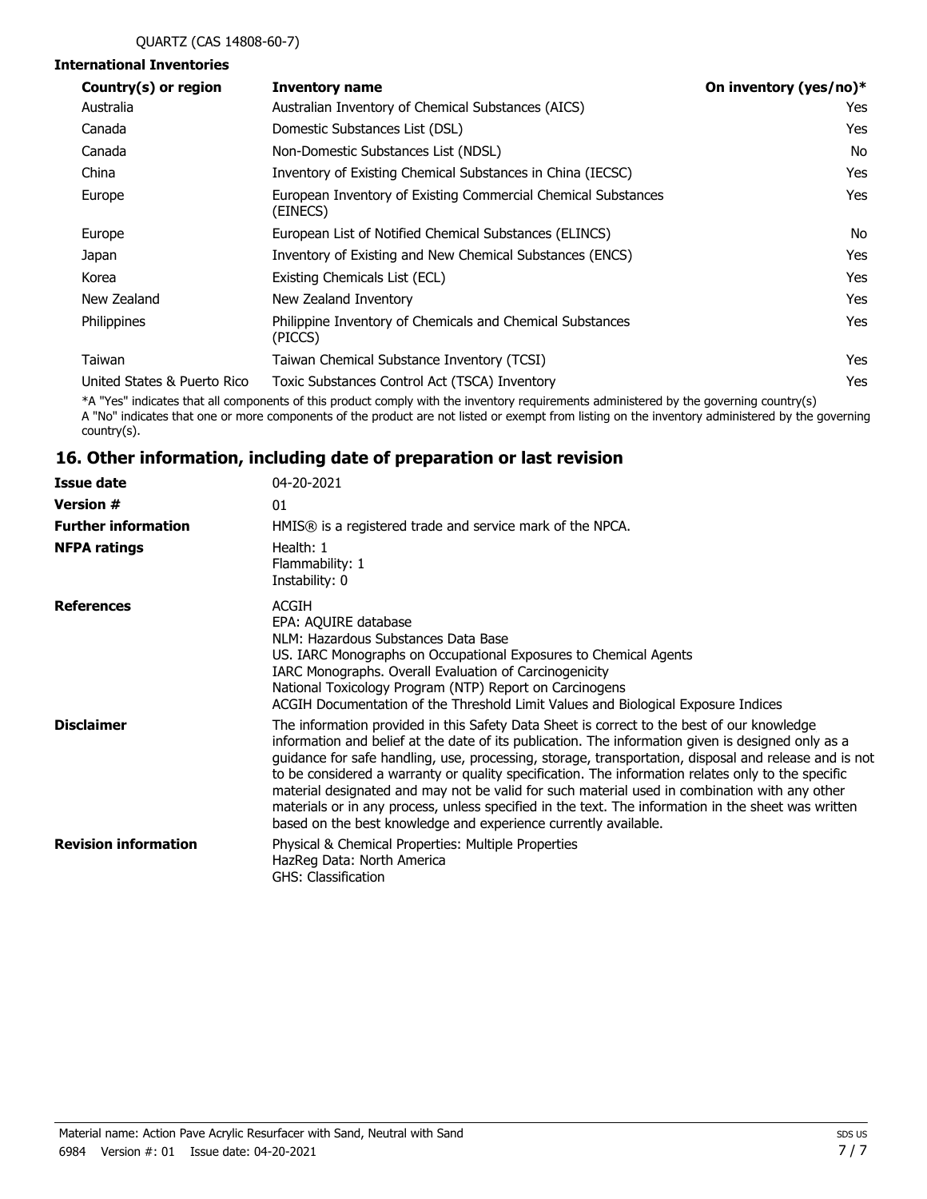QUARTZ (CAS 14808-60-7)

**International Inventories**

| Country(s) or region | Inventory name | On inventory (yes/no)* |
|---|---|---|
| Australia | Australian Inventory of Chemical Substances (AICS) | Yes |
| Canada | Domestic Substances List (DSL) | Yes |
| Canada | Non-Domestic Substances List (NDSL) | No |
| China | Inventory of Existing Chemical Substances in China (IECSC) | Yes |
| Europe | European Inventory of Existing Commercial Chemical Substances (EINECS) | Yes |
| Europe | European List of Notified Chemical Substances (ELINCS) | No |
| Japan | Inventory of Existing and New Chemical Substances (ENCS) | Yes |
| Korea | Existing Chemicals List (ECL) | Yes |
| New Zealand | New Zealand Inventory | Yes |
| Philippines | Philippine Inventory of Chemicals and Chemical Substances (PICCS) | Yes |
| Taiwan | Taiwan Chemical Substance Inventory (TCSI) | Yes |
| United States & Puerto Rico | Toxic Substances Control Act (TSCA) Inventory | Yes |

*A "Yes" indicates that all components of this product comply with the inventory requirements administered by the governing country(s)
A "No" indicates that one or more components of the product are not listed or exempt from listing on the inventory administered by the governing country(s).

## 16. Other information, including date of preparation or last revision

**Issue date** 04-20-2021

**Version #** 01

**Further information** HMIS® is a registered trade and service mark of the NPCA.

**NFPA ratings**
Health: 1
Flammability: 1
Instability: 0

**References**
ACGIH
EPA: AQUIRE database
NLM: Hazardous Substances Data Base
US. IARC Monographs on Occupational Exposures to Chemical Agents
IARC Monographs. Overall Evaluation of Carcinogenicity
National Toxicology Program (NTP) Report on Carcinogens
ACGIH Documentation of the Threshold Limit Values and Biological Exposure Indices

**Disclaimer** The information provided in this Safety Data Sheet is correct to the best of our knowledge information and belief at the date of its publication. The information given is designed only as a guidance for safe handling, use, processing, storage, transportation, disposal and release and is not to be considered a warranty or quality specification. The information relates only to the specific material designated and may not be valid for such material used in combination with any other materials or in any process, unless specified in the text. The information in the sheet was written based on the best knowledge and experience currently available.

**Revision information**
Physical & Chemical Properties: Multiple Properties
HazReg Data: North America
GHS: Classification